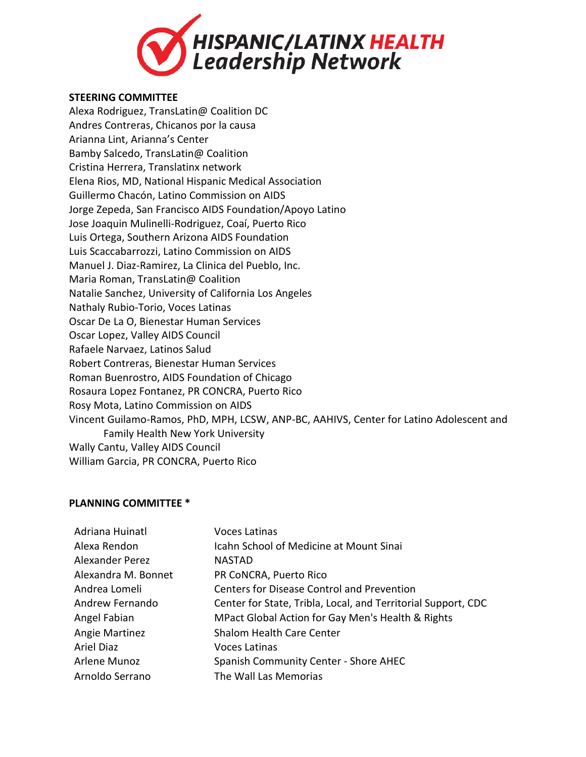# HISPANIC/LATINX HEALTH Leadership Network

**STEERING COMMITTEE**

Alexa Rodriguez, TransLatin@ Coalition DC
Andres Contreras, Chicanos por la causa
Arianna Lint, Arianna's Center
Bamby Salcedo, TransLatin@ Coalition
Cristina Herrera, Translatinx network
Elena Rios, MD, National Hispanic Medical Association
Guillermo Chacón, Latino Commission on AIDS
Jorge Zepeda, San Francisco AIDS Foundation/Apoyo Latino
Jose Joaquin Mulinelli-Rodriguez, Coaí, Puerto Rico
Luis Ortega, Southern Arizona AIDS Foundation
Luis Scaccabarrozzi, Latino Commission on AIDS
Manuel J. Diaz-Ramirez, La Clinica del Pueblo, Inc.
Maria Roman, TransLatin@ Coalition
Natalie Sanchez, University of California Los Angeles
Nathaly Rubio-Torio, Voces Latinas
Oscar De La O, Bienestar Human Services
Oscar Lopez, Valley AIDS Council
Rafaele Narvaez, Latinos Salud
Robert Contreras, Bienestar Human Services
Roman Buenrostro, AIDS Foundation of Chicago
Rosaura Lopez Fontanez, PR CONCRA, Puerto Rico
Rosy Mota, Latino Commission on AIDS
Vincent Guilamo-Ramos, PhD, MPH, LCSW, ANP-BC, AAHIVS, Center for Latino Adolescent and Family Health New York University
Wally Cantu, Valley AIDS Council
William Garcia, PR CONCRA, Puerto Rico

**PLANNING COMMITTEE ***

| | |
|---|---|
| Adriana Huinatl | Voces Latinas |
| Alexa Rendon | Icahn School of Medicine at Mount Sinai |
| Alexander Perez | NASTAD |
| Alexandra M. Bonnet | PR CoNCRA, Puerto Rico |
| Andrea Lomeli | Centers for Disease Control and Prevention |
| Andrew Fernando | Center for State, Tribla, Local, and Territorial Support, CDC |
| Angel Fabian | MPact Global Action for Gay Men's Health & Rights |
| Angie Martinez | Shalom Health Care Center |
| Ariel Diaz | Voces Latinas |
| Arlene Munoz | Spanish Community Center - Shore AHEC |
| Arnoldo Serrano | The Wall Las Memorias |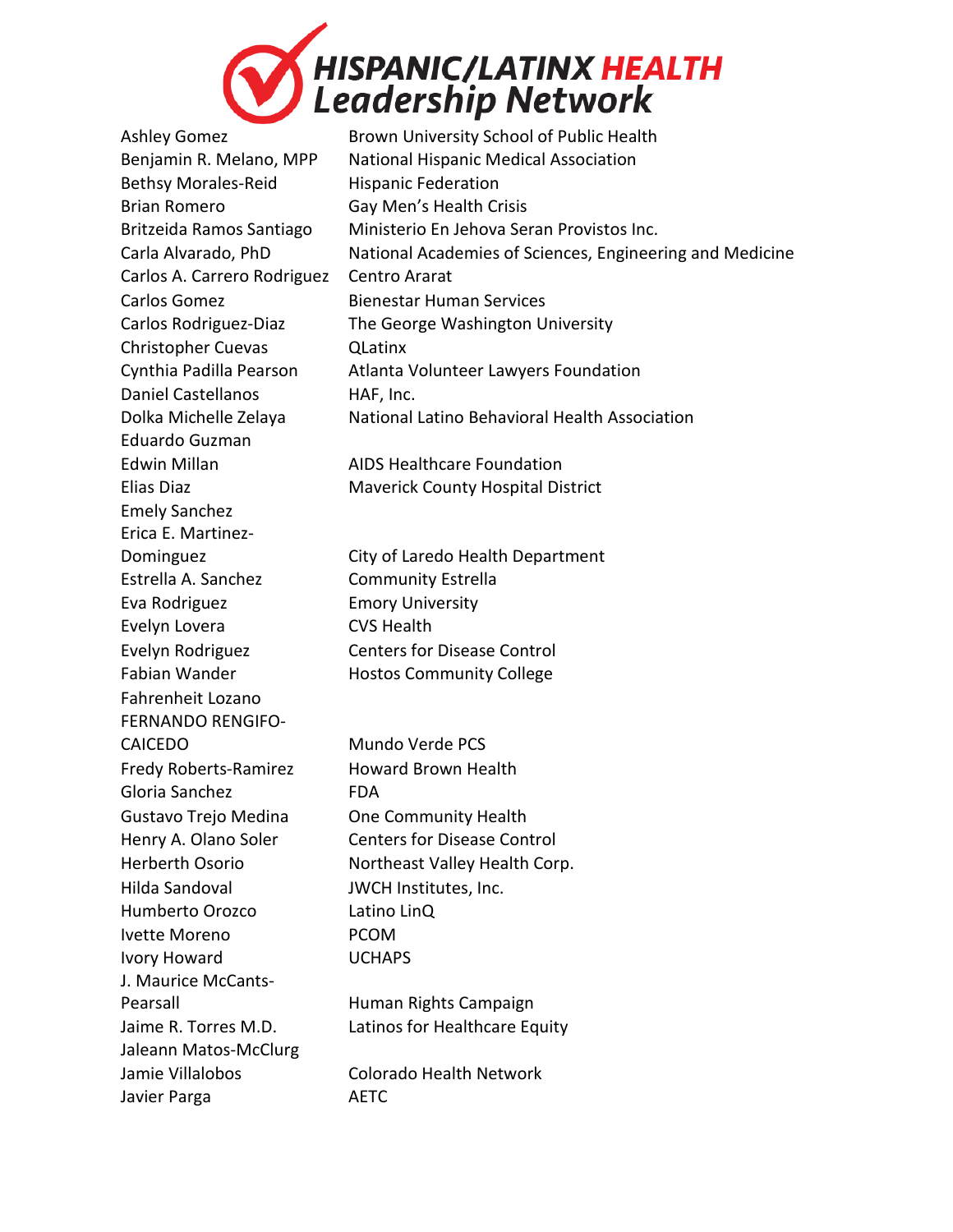# HISPANIC/LATINX HEALTH Leadership Network

| | |
|---|---|
| Ashley Gomez | Brown University School of Public Health |
| Benjamin R. Melano, MPP | National Hispanic Medical Association |
| Bethsy Morales-Reid | Hispanic Federation |
| Brian Romero | Gay Men's Health Crisis |
| Britzeida Ramos Santiago | Ministerio En Jehova Seran Provistos Inc. |
| Carla Alvarado, PhD | National Academies of Sciences, Engineering and Medicine |
| Carlos A. Carrero Rodriguez | Centro Ararat |
| Carlos Gomez | Bienestar Human Services |
| Carlos Rodriguez-Diaz | The George Washington University |
| Christopher Cuevas | QLatinx |
| Cynthia Padilla Pearson | Atlanta Volunteer Lawyers Foundation |
| Daniel Castellanos | HAF, Inc. |
| Dolka Michelle Zelaya | National Latino Behavioral Health Association |
| Eduardo Guzman | |
| Edwin Millan | AIDS Healthcare Foundation |
| Elias Diaz | Maverick County Hospital District |
| Emely Sanchez | |
| Erica E. Martinez-Dominguez | City of Laredo Health Department |
| Estrella A. Sanchez | Community Estrella |
| Eva Rodriguez | Emory University |
| Evelyn Lovera | CVS Health |
| Evelyn Rodriguez | Centers for Disease Control |
| Fabian Wander | Hostos Community College |
| Fahrenheit Lozano | |
| FERNANDO RENGIFO-CAICEDO | Mundo Verde PCS |
| Fredy Roberts-Ramirez | Howard Brown Health |
| Gloria Sanchez | FDA |
| Gustavo Trejo Medina | One Community Health |
| Henry A. Olano Soler | Centers for Disease Control |
| Herberth Osorio | Northeast Valley Health Corp. |
| Hilda Sandoval | JWCH Institutes, Inc. |
| Humberto Orozco | Latino LinQ |
| Ivette Moreno | PCOM |
| Ivory Howard | UCHAPS |
| J. Maurice McCants-Pearsall | Human Rights Campaign |
| Jaime R. Torres M.D. | Latinos for Healthcare Equity |
| Jaleann Matos-McClurg | |
| Jamie Villalobos | Colorado Health Network |
| Javier Parga | AETC |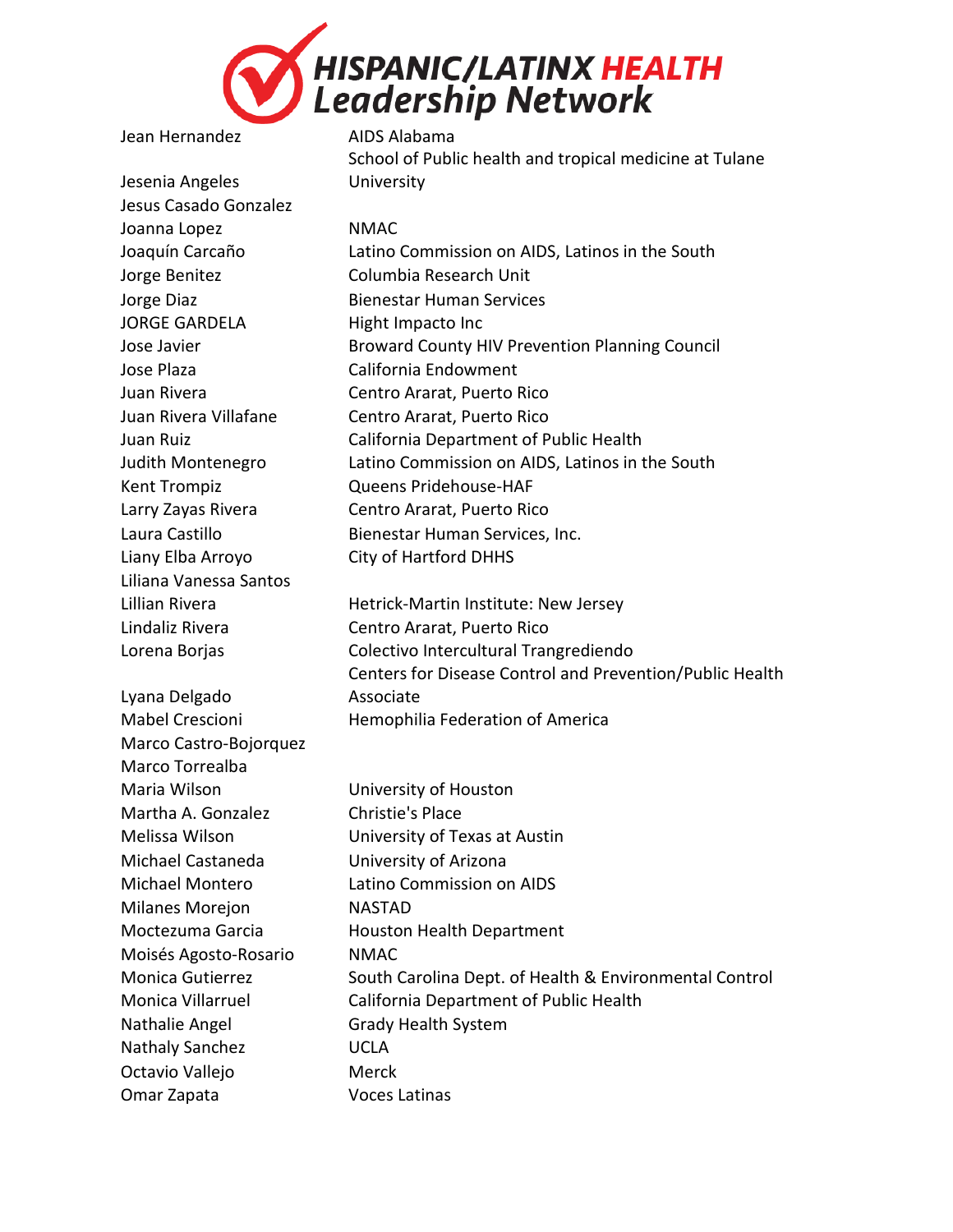# HISPANIC/LATINX HEALTH Leadership Network

| Name | Organization |
|---|---|
| Jean Hernandez | AIDS Alabama |
| Jesenia Angeles | School of Public health and tropical medicine at Tulane University |
| Jesus Casado Gonzalez | |
| Joanna Lopez | NMAC |
| Joaquín Carcaño | Latino Commission on AIDS, Latinos in the South |
| Jorge Benitez | Columbia Research Unit |
| Jorge Diaz | Bienestar Human Services |
| JORGE GARDELA | Hight Impacto Inc |
| Jose Javier | Broward County HIV Prevention Planning Council |
| Jose Plaza | California Endowment |
| Juan Rivera | Centro Ararat, Puerto Rico |
| Juan Rivera Villafane | Centro Ararat, Puerto Rico |
| Juan Ruiz | California Department of Public Health |
| Judith Montenegro | Latino Commission on AIDS, Latinos in the South |
| Kent Trompiz | Queens Pridehouse-HAF |
| Larry Zayas Rivera | Centro Ararat, Puerto Rico |
| Laura Castillo | Bienestar Human Services, Inc. |
| Liany Elba Arroyo | City of Hartford DHHS |
| Liliana Vanessa Santos | |
| Lillian Rivera | Hetrick-Martin Institute: New Jersey |
| Lindaliz Rivera | Centro Ararat, Puerto Rico |
| Lorena Borjas | Colectivo Intercultural Trangrediendo |
| Lyana Delgado | Centers for Disease Control and Prevention/Public Health Associate |
| Mabel Crescioni | Hemophilia Federation of America |
| Marco Castro-Bojorquez | |
| Marco Torrealba | |
| Maria Wilson | University of Houston |
| Martha A. Gonzalez | Christie's Place |
| Melissa Wilson | University of Texas at Austin |
| Michael Castaneda | University of Arizona |
| Michael Montero | Latino Commission on AIDS |
| Milanes Morejon | NASTAD |
| Moctezuma Garcia | Houston Health Department |
| Moisés Agosto-Rosario | NMAC |
| Monica Gutierrez | South Carolina Dept. of Health & Environmental Control |
| Monica Villarruel | California Department of Public Health |
| Nathalie Angel | Grady Health System |
| Nathaly Sanchez | UCLA |
| Octavio Vallejo | Merck |
| Omar Zapata | Voces Latinas |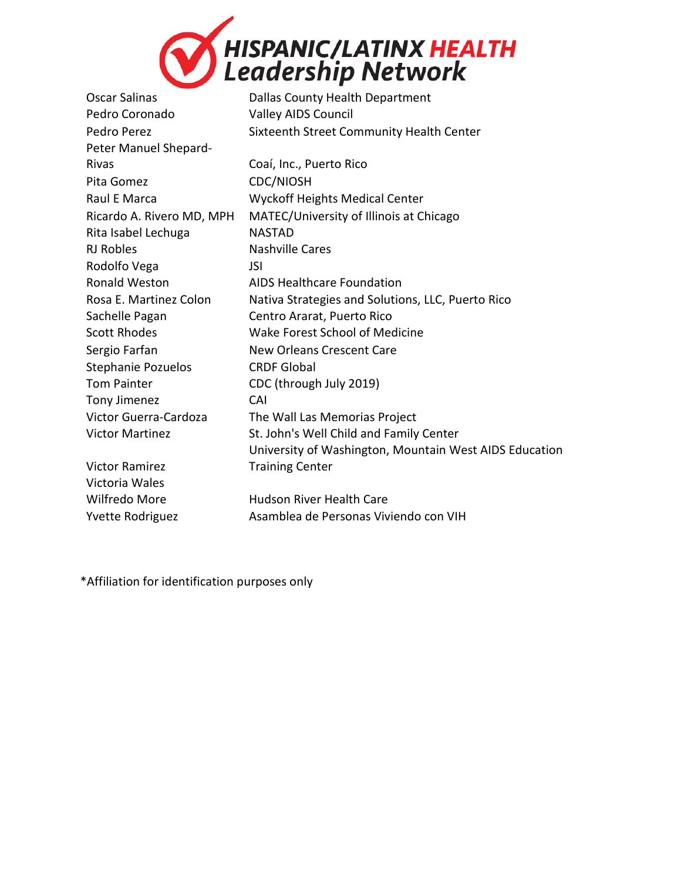HISPANIC/LATINX HEALTH Leadership Network

| | |
|---|---|
| Oscar Salinas | Dallas County Health Department |
| Pedro Coronado | Valley AIDS Council |
| Pedro Perez | Sixteenth Street Community Health Center |
| Peter Manuel Shepard-Rivas | Coaí, Inc., Puerto Rico |
| Pita Gomez | CDC/NIOSH |
| Raul E Marca | Wyckoff Heights Medical Center |
| Ricardo A. Rivero MD, MPH | MATEC/University of Illinois at Chicago |
| Rita Isabel Lechuga | NASTAD |
| RJ Robles | Nashville Cares |
| Rodolfo Vega | JSI |
| Ronald Weston | AIDS Healthcare Foundation |
| Rosa E. Martinez Colon | Nativa Strategies and Solutions, LLC, Puerto Rico |
| Sachelle Pagan | Centro Ararat, Puerto Rico |
| Scott Rhodes | Wake Forest School of Medicine |
| Sergio Farfan | New Orleans Crescent Care |
| Stephanie Pozuelos | CRDF Global |
| Tom Painter | CDC (through July 2019) |
| Tony Jimenez | CAI |
| Victor Guerra-Cardoza | The Wall Las Memorias Project |
| Victor Martinez | St. John's Well Child and Family Center |
| Victor Ramirez | University of Washington, Mountain West AIDS Education Training Center |
| Victoria Wales | |
| Wilfredo More | Hudson River Health Care |
| Yvette Rodriguez | Asamblea de Personas Viviendo con VIH |

*Affiliation for identification purposes only